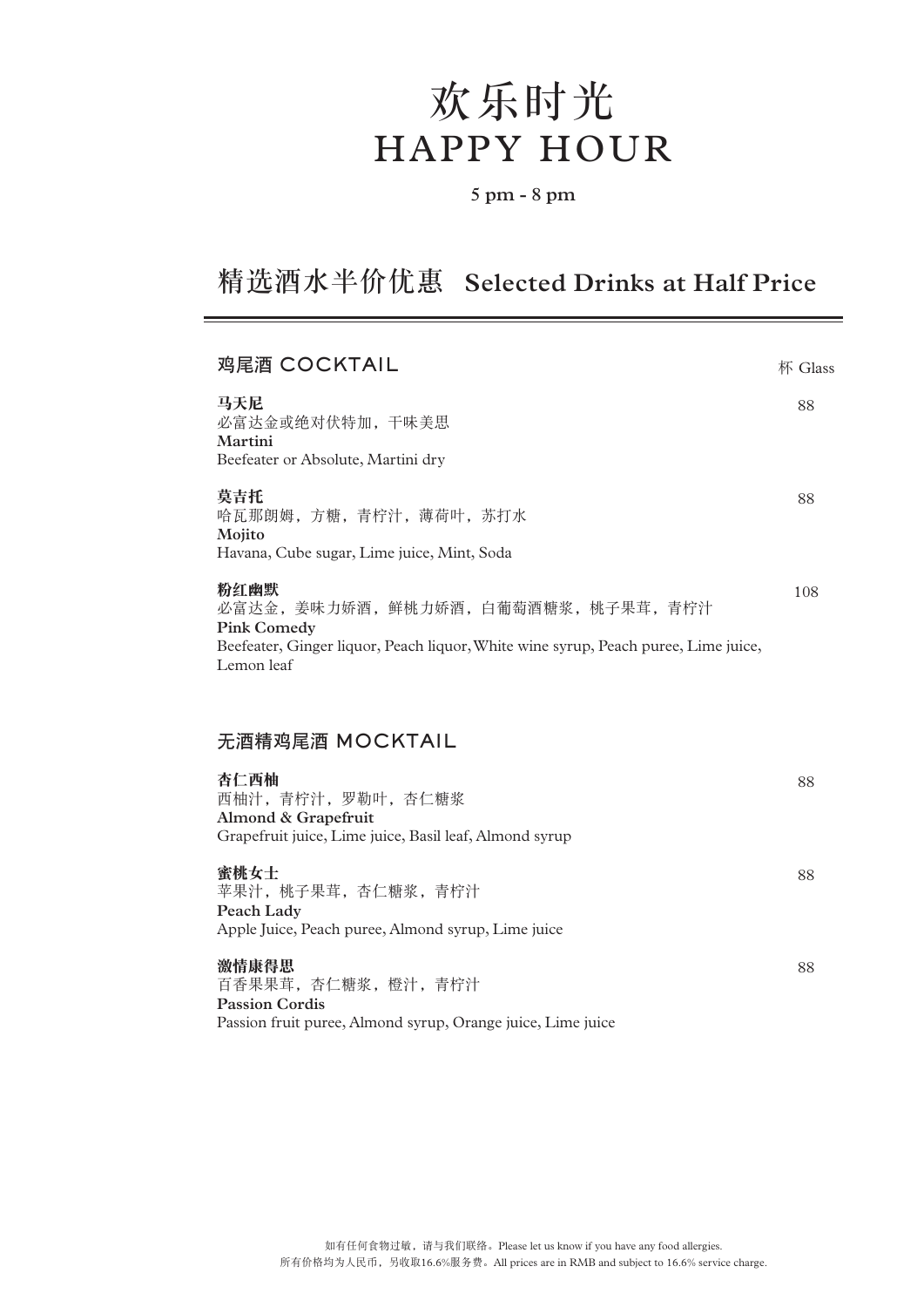# 欢乐时光
# HAPPY HOUR

5 pm - 8 pm

## 精选酒水半价优惠 Selected Drinks at Half Price

### 鸡尾酒 COCKTAIL

杯 Glass

**马天尼** — 88
必富达金或绝对伏特加，干味美思
**Martini**
Beefeater or Absolute, Martini dry

**莫吉托** — 88
哈瓦那朗姆，方糖，青柠汁，薄荷叶，苏打水
**Mojito**
Havana, Cube sugar, Lime juice, Mint, Soda

**粉红幽默** — 108
必富达金，姜味力娇酒，鲜桃力娇酒，白葡萄酒糖浆，桃子果茸，青柠汁
**Pink Comedy**
Beefeater, Ginger liquor, Peach liquor, White wine syrup, Peach puree, Lime juice, Lemon leaf

### 无酒精鸡尾酒 MOCKTAIL

**杏仁西柚** — 88
西柚汁，青柠汁，罗勒叶，杏仁糖浆
**Almond & Grapefruit**
Grapefruit juice, Lime juice, Basil leaf, Almond syrup

**蜜桃女士** — 88
苹果汁，桃子果茸，杏仁糖浆，青柠汁
**Peach Lady**
Apple Juice, Peach puree, Almond syrup, Lime juice

**激情康得思** — 88
百香果果茸，杏仁糖浆，橙汁，青柠汁
**Passion Cordis**
Passion fruit puree, Almond syrup, Orange juice, Lime juice

如有任何食物过敏，请与我们联络。Please let us know if you have any food allergies.
所有价格均为人民币，另收取16.6%服务费。All prices are in RMB and subject to 16.6% service charge.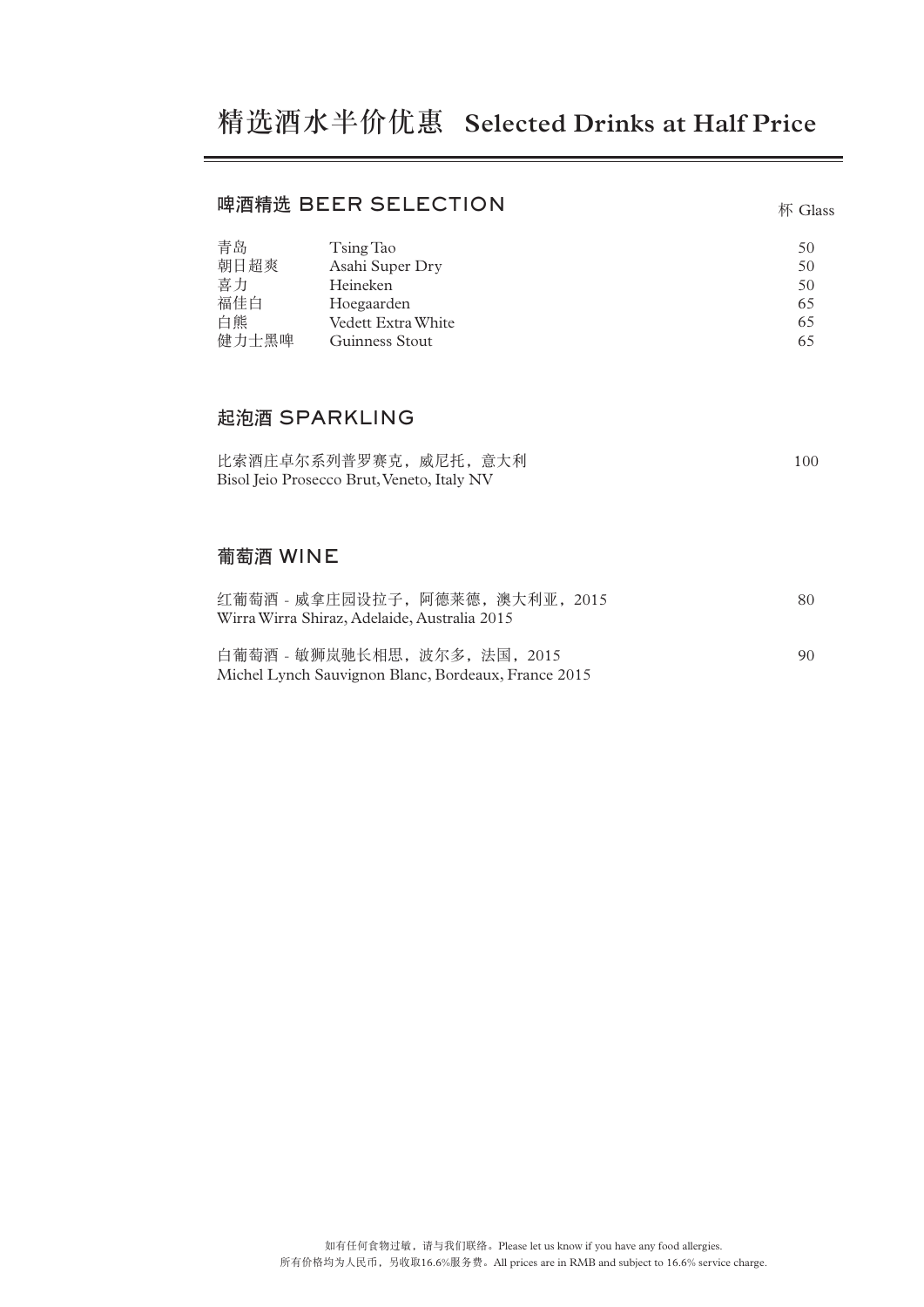# 精选酒水半价优惠 Selected Drinks at Half Price

## 啤酒精选 BEER SELECTION

| | | 杯 Glass |
|---|---|---|
| 青岛 | Tsing Tao | 50 |
| 朝日超爽 | Asahi Super Dry | 50 |
| 喜力 | Heineken | 50 |
| 福佳白 | Hoegaarden | 65 |
| 白熊 | Vedett Extra White | 65 |
| 健力士黑啤 | Guinness Stout | 65 |

## 起泡酒 SPARKLING

| | |
|---|---|
| 比索酒庄卓尔系列普罗赛克，威尼托，意大利<br>Bisol Jeio Prosecco Brut, Veneto, Italy NV | 100 |

## 葡萄酒 WINE

| | |
|---|---|
| 红葡萄酒 - 威拿庄园设拉子，阿德莱德，澳大利亚，2015<br>Wirra Wirra Shiraz, Adelaide, Australia 2015 | 80 |
| 白葡萄酒 - 敏狮岚驰长相思，波尔多，法国，2015<br>Michel Lynch Sauvignon Blanc, Bordeaux, France 2015 | 90 |

如有任何食物过敏，请与我们联络。Please let us know if you have any food allergies.
所有价格均为人民币，另收取16.6%服务费。All prices are in RMB and subject to 16.6% service charge.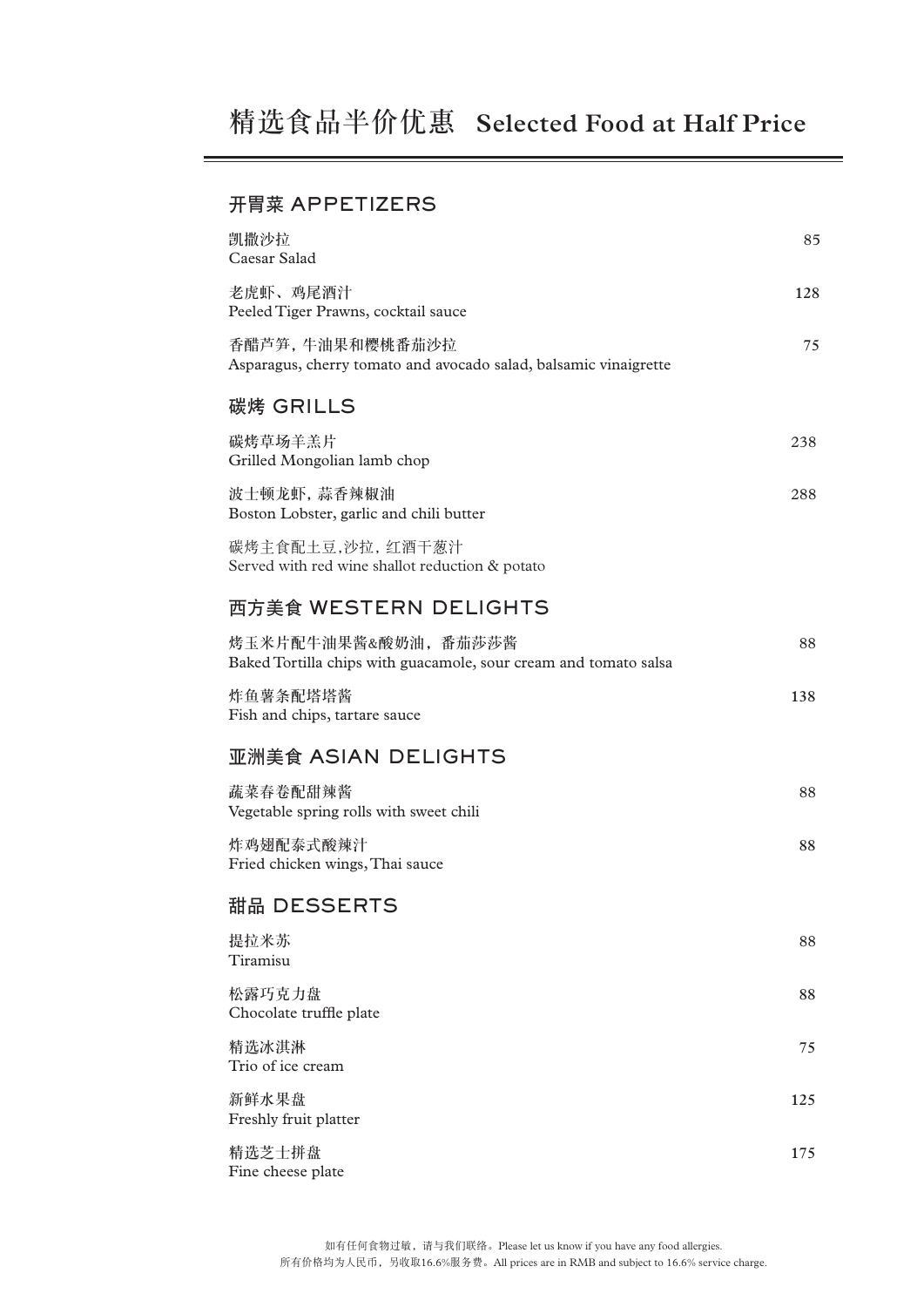# 精选食品半价优惠 Selected Food at Half Price

## 开胃菜 APPETIZERS

| | |
|---|---|
| 凯撒沙拉<br>Caesar Salad | 85 |
| 老虎虾、鸡尾酒汁<br>Peeled Tiger Prawns, cocktail sauce | 128 |
| 香醋芦笋，牛油果和樱桃番茄沙拉<br>Asparagus, cherry tomato and avocado salad, balsamic vinaigrette | 75 |

## 碳烤 GRILLS

| | |
|---|---|
| 碳烤草场羊羔片<br>Grilled Mongolian lamb chop | 238 |
| 波士顿龙虾，蒜香辣椒油<br>Boston Lobster, garlic and chili butter | 288 |
| 碳烤主食配土豆,沙拉，红酒干葱汁<br>Served with red wine shallot reduction & potato | |

## 西方美食 WESTERN DELIGHTS

| | |
|---|---|
| 烤玉米片配牛油果酱&酸奶油，番茄莎莎酱<br>Baked Tortilla chips with guacamole, sour cream and tomato salsa | 88 |
| 炸鱼薯条配塔塔酱<br>Fish and chips, tartare sauce | 138 |

## 亚洲美食 ASIAN DELIGHTS

| | |
|---|---|
| 蔬菜春卷配甜辣酱<br>Vegetable spring rolls with sweet chili | 88 |
| 炸鸡翅配泰式酸辣汁<br>Fried chicken wings, Thai sauce | 88 |

## 甜品 DESSERTS

| | |
|---|---|
| 提拉米苏<br>Tiramisu | 88 |
| 松露巧克力盘<br>Chocolate truffle plate | 88 |
| 精选冰淇淋<br>Trio of ice cream | 75 |
| 新鲜水果盘<br>Freshly fruit platter | 125 |
| 精选芝士拼盘<br>Fine cheese plate | 175 |

如有任何食物过敏，请与我们联络。Please let us know if you have any food allergies.

所有价格均为人民币，另收取16.6%服务费。All prices are in RMB and subject to 16.6% service charge.